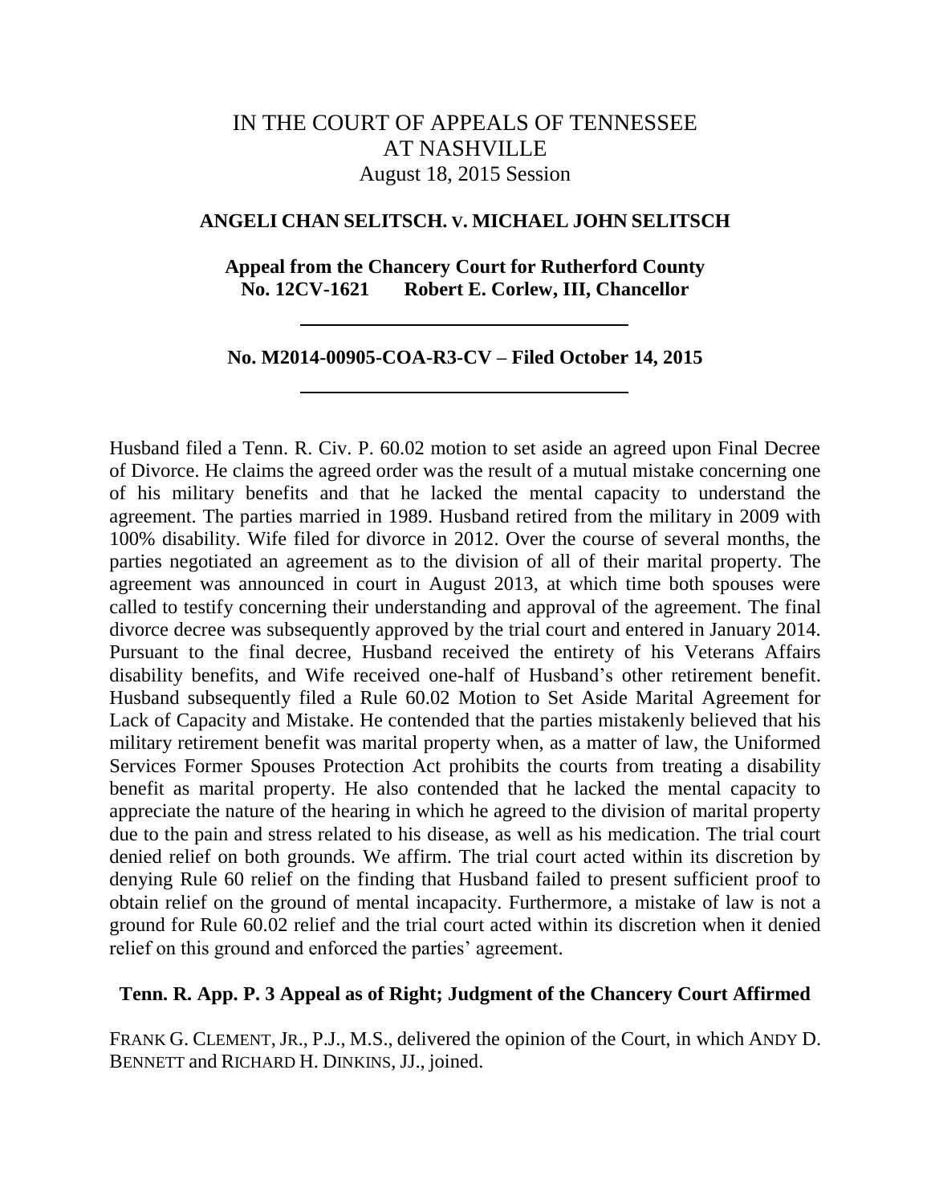# IN THE COURT OF APPEALS OF TENNESSEE
# AT NASHVILLE

August 18, 2015 Session

## ANGELI CHAN SELITSCH. v. MICHAEL JOHN SELITSCH

**Appeal from the Chancery Court for Rutherford County**
**No. 12CV-1621 Robert E. Corlew, III, Chancellor**

---

**No. M2014-00905-COA-R3-CV – Filed October 14, 2015**

---

Husband filed a Tenn. R. Civ. P. 60.02 motion to set aside an agreed upon Final Decree of Divorce. He claims the agreed order was the result of a mutual mistake concerning one of his military benefits and that he lacked the mental capacity to understand the agreement. The parties married in 1989. Husband retired from the military in 2009 with 100% disability. Wife filed for divorce in 2012. Over the course of several months, the parties negotiated an agreement as to the division of all of their marital property. The agreement was announced in court in August 2013, at which time both spouses were called to testify concerning their understanding and approval of the agreement. The final divorce decree was subsequently approved by the trial court and entered in January 2014. Pursuant to the final decree, Husband received the entirety of his Veterans Affairs disability benefits, and Wife received one-half of Husband's other retirement benefit. Husband subsequently filed a Rule 60.02 Motion to Set Aside Marital Agreement for Lack of Capacity and Mistake. He contended that the parties mistakenly believed that his military retirement benefit was marital property when, as a matter of law, the Uniformed Services Former Spouses Protection Act prohibits the courts from treating a disability benefit as marital property. He also contended that he lacked the mental capacity to appreciate the nature of the hearing in which he agreed to the division of marital property due to the pain and stress related to his disease, as well as his medication. The trial court denied relief on both grounds. We affirm. The trial court acted within its discretion by denying Rule 60 relief on the finding that Husband failed to present sufficient proof to obtain relief on the ground of mental incapacity. Furthermore, a mistake of law is not a ground for Rule 60.02 relief and the trial court acted within its discretion when it denied relief on this ground and enforced the parties' agreement.

**Tenn. R. App. P. 3 Appeal as of Right; Judgment of the Chancery Court Affirmed**

FRANK G. CLEMENT, JR., P.J., M.S., delivered the opinion of the Court, in which ANDY D. BENNETT and RICHARD H. DINKINS, JJ., joined.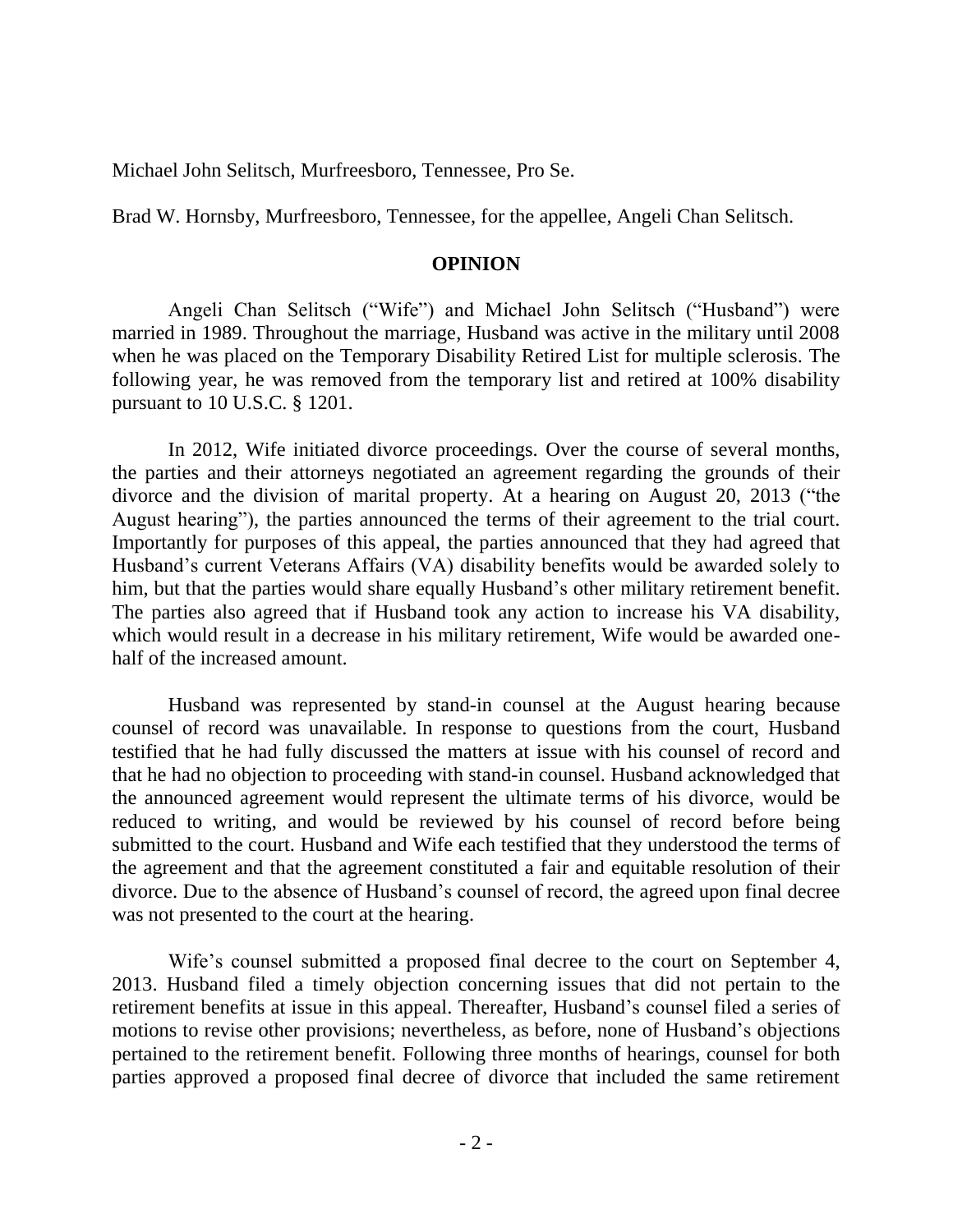Michael John Selitsch, Murfreesboro, Tennessee, Pro Se.

Brad W. Hornsby, Murfreesboro, Tennessee, for the appellee, Angeli Chan Selitsch.

## OPINION

Angeli Chan Selitsch ("Wife") and Michael John Selitsch ("Husband") were married in 1989. Throughout the marriage, Husband was active in the military until 2008 when he was placed on the Temporary Disability Retired List for multiple sclerosis. The following year, he was removed from the temporary list and retired at 100% disability pursuant to 10 U.S.C. § 1201.

In 2012, Wife initiated divorce proceedings. Over the course of several months, the parties and their attorneys negotiated an agreement regarding the grounds of their divorce and the division of marital property. At a hearing on August 20, 2013 ("the August hearing"), the parties announced the terms of their agreement to the trial court. Importantly for purposes of this appeal, the parties announced that they had agreed that Husband's current Veterans Affairs (VA) disability benefits would be awarded solely to him, but that the parties would share equally Husband's other military retirement benefit. The parties also agreed that if Husband took any action to increase his VA disability, which would result in a decrease in his military retirement, Wife would be awarded one-half of the increased amount.

Husband was represented by stand-in counsel at the August hearing because counsel of record was unavailable. In response to questions from the court, Husband testified that he had fully discussed the matters at issue with his counsel of record and that he had no objection to proceeding with stand-in counsel. Husband acknowledged that the announced agreement would represent the ultimate terms of his divorce, would be reduced to writing, and would be reviewed by his counsel of record before being submitted to the court. Husband and Wife each testified that they understood the terms of the agreement and that the agreement constituted a fair and equitable resolution of their divorce. Due to the absence of Husband's counsel of record, the agreed upon final decree was not presented to the court at the hearing.

Wife's counsel submitted a proposed final decree to the court on September 4, 2013. Husband filed a timely objection concerning issues that did not pertain to the retirement benefits at issue in this appeal. Thereafter, Husband's counsel filed a series of motions to revise other provisions; nevertheless, as before, none of Husband's objections pertained to the retirement benefit. Following three months of hearings, counsel for both parties approved a proposed final decree of divorce that included the same retirement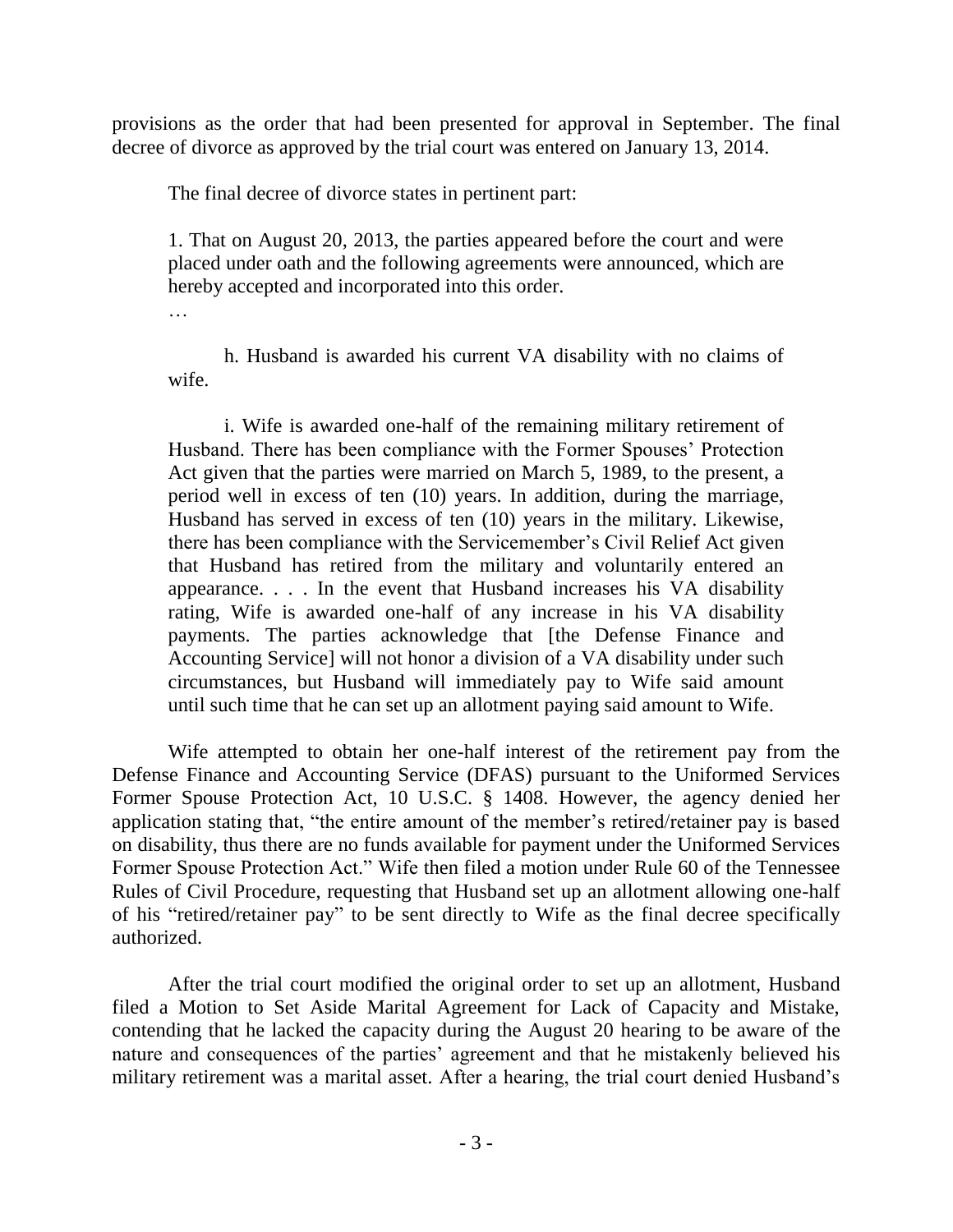provisions as the order that had been presented for approval in September. The final decree of divorce as approved by the trial court was entered on January 13, 2014.

The final decree of divorce states in pertinent part:

> 1. That on August 20, 2013, the parties appeared before the court and were placed under oath and the following agreements were announced, which are hereby accepted and incorporated into this order.
>
> …
>
> h. Husband is awarded his current VA disability with no claims of wife.
>
> i. Wife is awarded one-half of the remaining military retirement of Husband. There has been compliance with the Former Spouses' Protection Act given that the parties were married on March 5, 1989, to the present, a period well in excess of ten (10) years. In addition, during the marriage, Husband has served in excess of ten (10) years in the military. Likewise, there has been compliance with the Servicemember's Civil Relief Act given that Husband has retired from the military and voluntarily entered an appearance. . . . In the event that Husband increases his VA disability rating, Wife is awarded one-half of any increase in his VA disability payments. The parties acknowledge that [the Defense Finance and Accounting Service] will not honor a division of a VA disability under such circumstances, but Husband will immediately pay to Wife said amount until such time that he can set up an allotment paying said amount to Wife.

Wife attempted to obtain her one-half interest of the retirement pay from the Defense Finance and Accounting Service (DFAS) pursuant to the Uniformed Services Former Spouse Protection Act, 10 U.S.C. § 1408. However, the agency denied her application stating that, "the entire amount of the member's retired/retainer pay is based on disability, thus there are no funds available for payment under the Uniformed Services Former Spouse Protection Act." Wife then filed a motion under Rule 60 of the Tennessee Rules of Civil Procedure, requesting that Husband set up an allotment allowing one-half of his "retired/retainer pay" to be sent directly to Wife as the final decree specifically authorized.

After the trial court modified the original order to set up an allotment, Husband filed a Motion to Set Aside Marital Agreement for Lack of Capacity and Mistake, contending that he lacked the capacity during the August 20 hearing to be aware of the nature and consequences of the parties' agreement and that he mistakenly believed his military retirement was a marital asset. After a hearing, the trial court denied Husband's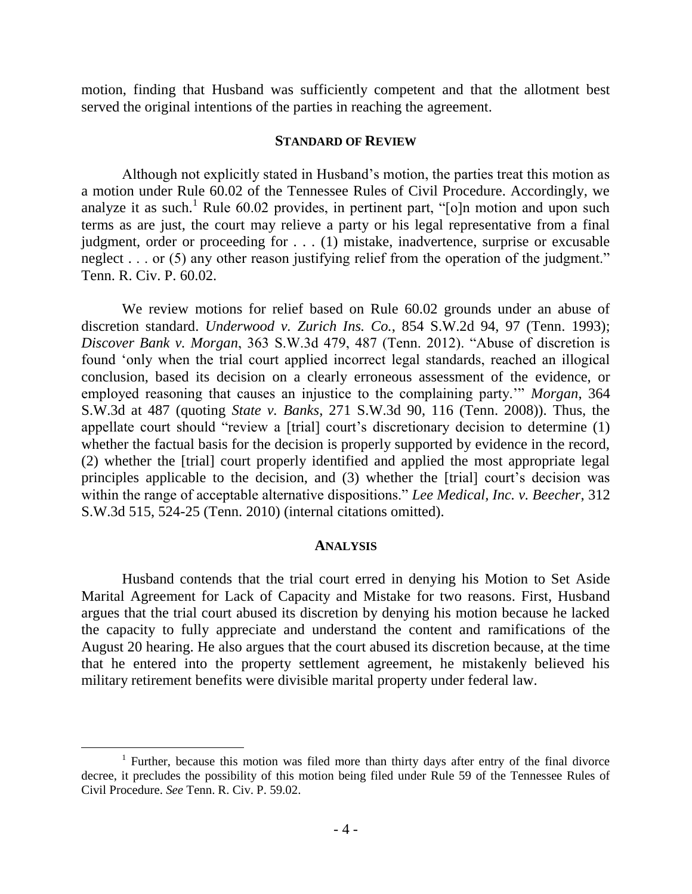motion, finding that Husband was sufficiently competent and that the allotment best served the original intentions of the parties in reaching the agreement.

## STANDARD OF REVIEW

Although not explicitly stated in Husband's motion, the parties treat this motion as a motion under Rule 60.02 of the Tennessee Rules of Civil Procedure. Accordingly, we analyze it as such.[1] Rule 60.02 provides, in pertinent part, "[o]n motion and upon such terms as are just, the court may relieve a party or his legal representative from a final judgment, order or proceeding for . . . (1) mistake, inadvertence, surprise or excusable neglect . . . or (5) any other reason justifying relief from the operation of the judgment." Tenn. R. Civ. P. 60.02.

We review motions for relief based on Rule 60.02 grounds under an abuse of discretion standard. *Underwood v. Zurich Ins. Co.*, 854 S.W.2d 94, 97 (Tenn. 1993); *Discover Bank v. Morgan*, 363 S.W.3d 479, 487 (Tenn. 2012). "Abuse of discretion is found 'only when the trial court applied incorrect legal standards, reached an illogical conclusion, based its decision on a clearly erroneous assessment of the evidence, or employed reasoning that causes an injustice to the complaining party.'" *Morgan*, 364 S.W.3d at 487 (quoting *State v. Banks*, 271 S.W.3d 90, 116 (Tenn. 2008)). Thus, the appellate court should "review a [trial] court's discretionary decision to determine (1) whether the factual basis for the decision is properly supported by evidence in the record, (2) whether the [trial] court properly identified and applied the most appropriate legal principles applicable to the decision, and (3) whether the [trial] court's decision was within the range of acceptable alternative dispositions." *Lee Medical, Inc. v. Beecher*, 312 S.W.3d 515, 524-25 (Tenn. 2010) (internal citations omitted).

## ANALYSIS

Husband contends that the trial court erred in denying his Motion to Set Aside Marital Agreement for Lack of Capacity and Mistake for two reasons. First, Husband argues that the trial court abused its discretion by denying his motion because he lacked the capacity to fully appreciate and understand the content and ramifications of the August 20 hearing. He also argues that the court abused its discretion because, at the time that he entered into the property settlement agreement, he mistakenly believed his military retirement benefits were divisible marital property under federal law.

[1] Further, because this motion was filed more than thirty days after entry of the final divorce decree, it precludes the possibility of this motion being filed under Rule 59 of the Tennessee Rules of Civil Procedure. *See* Tenn. R. Civ. P. 59.02.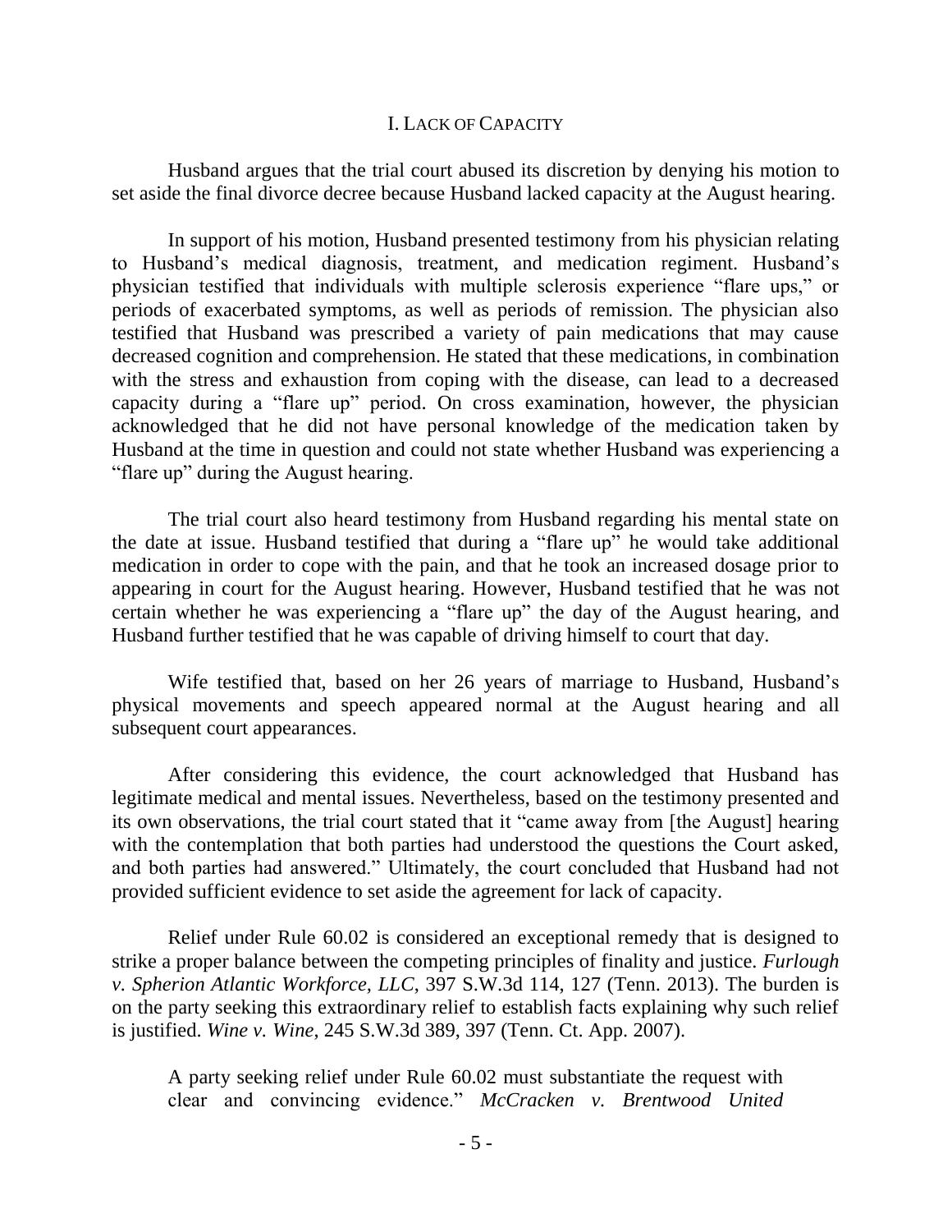## I. Lack of Capacity

Husband argues that the trial court abused its discretion by denying his motion to set aside the final divorce decree because Husband lacked capacity at the August hearing.

In support of his motion, Husband presented testimony from his physician relating to Husband's medical diagnosis, treatment, and medication regiment. Husband's physician testified that individuals with multiple sclerosis experience "flare ups," or periods of exacerbated symptoms, as well as periods of remission. The physician also testified that Husband was prescribed a variety of pain medications that may cause decreased cognition and comprehension. He stated that these medications, in combination with the stress and exhaustion from coping with the disease, can lead to a decreased capacity during a "flare up" period. On cross examination, however, the physician acknowledged that he did not have personal knowledge of the medication taken by Husband at the time in question and could not state whether Husband was experiencing a "flare up" during the August hearing.

The trial court also heard testimony from Husband regarding his mental state on the date at issue. Husband testified that during a "flare up" he would take additional medication in order to cope with the pain, and that he took an increased dosage prior to appearing in court for the August hearing. However, Husband testified that he was not certain whether he was experiencing a "flare up" the day of the August hearing, and Husband further testified that he was capable of driving himself to court that day.

Wife testified that, based on her 26 years of marriage to Husband, Husband's physical movements and speech appeared normal at the August hearing and all subsequent court appearances.

After considering this evidence, the court acknowledged that Husband has legitimate medical and mental issues. Nevertheless, based on the testimony presented and its own observations, the trial court stated that it "came away from [the August] hearing with the contemplation that both parties had understood the questions the Court asked, and both parties had answered." Ultimately, the court concluded that Husband had not provided sufficient evidence to set aside the agreement for lack of capacity.

Relief under Rule 60.02 is considered an exceptional remedy that is designed to strike a proper balance between the competing principles of finality and justice. *Furlough v. Spherion Atlantic Workforce, LLC*, 397 S.W.3d 114, 127 (Tenn. 2013). The burden is on the party seeking this extraordinary relief to establish facts explaining why such relief is justified. *Wine v. Wine*, 245 S.W.3d 389, 397 (Tenn. Ct. App. 2007).

> A party seeking relief under Rule 60.02 must substantiate the request with clear and convincing evidence." *McCracken v. Brentwood United*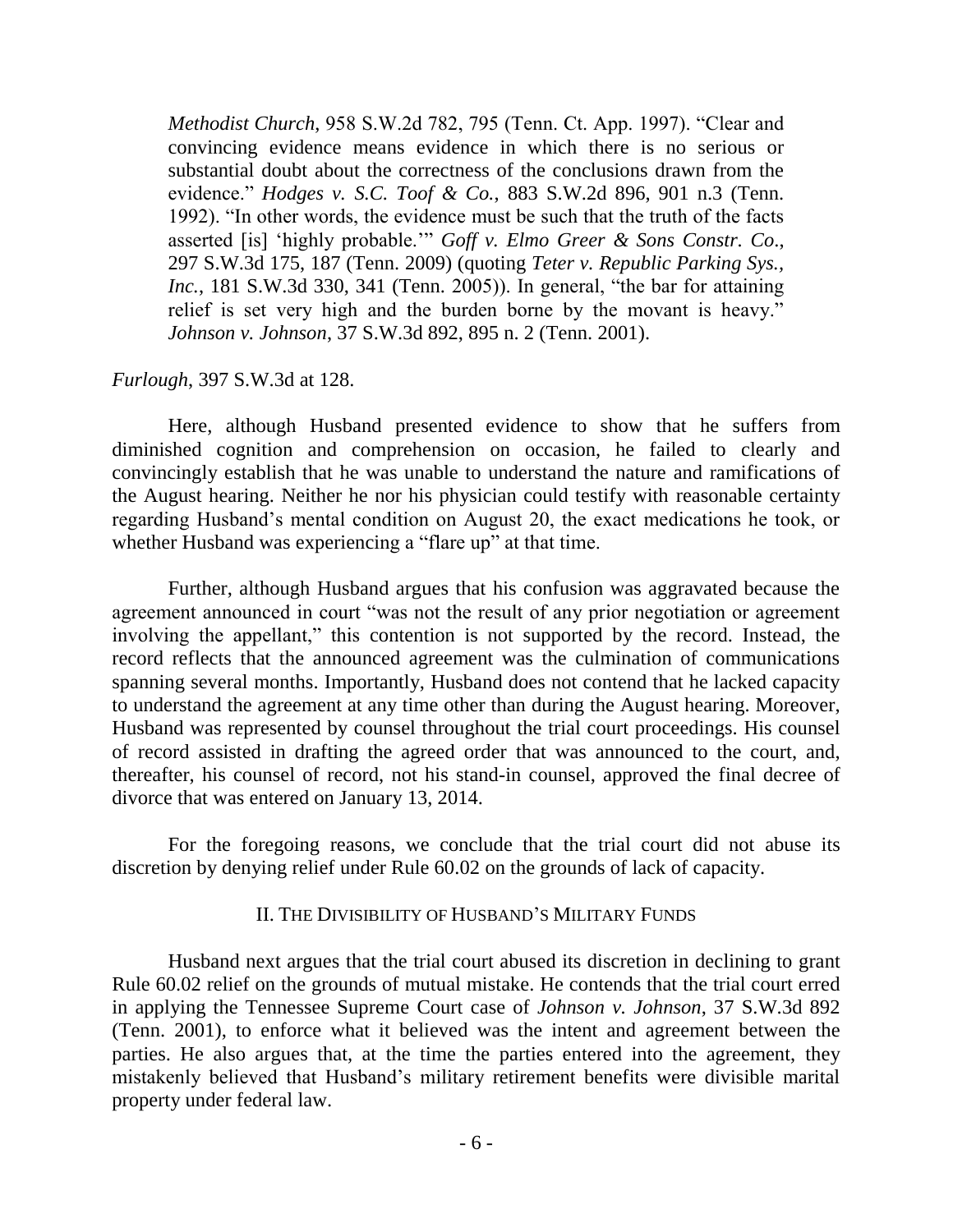> *Methodist Church*, 958 S.W.2d 782, 795 (Tenn. Ct. App. 1997). "Clear and convincing evidence means evidence in which there is no serious or substantial doubt about the correctness of the conclusions drawn from the evidence." *Hodges v. S.C. Toof & Co.*, 883 S.W.2d 896, 901 n.3 (Tenn. 1992). "In other words, the evidence must be such that the truth of the facts asserted [is] 'highly probable.'" *Goff v. Elmo Greer & Sons Constr. Co.*, 297 S.W.3d 175, 187 (Tenn. 2009) (quoting *Teter v. Republic Parking Sys., Inc.*, 181 S.W.3d 330, 341 (Tenn. 2005)). In general, "the bar for attaining relief is set very high and the burden borne by the movant is heavy." *Johnson v. Johnson*, 37 S.W.3d 892, 895 n. 2 (Tenn. 2001).

*Furlough*, 397 S.W.3d at 128.

Here, although Husband presented evidence to show that he suffers from diminished cognition and comprehension on occasion, he failed to clearly and convincingly establish that he was unable to understand the nature and ramifications of the August hearing. Neither he nor his physician could testify with reasonable certainty regarding Husband's mental condition on August 20, the exact medications he took, or whether Husband was experiencing a "flare up" at that time.

Further, although Husband argues that his confusion was aggravated because the agreement announced in court "was not the result of any prior negotiation or agreement involving the appellant," this contention is not supported by the record. Instead, the record reflects that the announced agreement was the culmination of communications spanning several months. Importantly, Husband does not contend that he lacked capacity to understand the agreement at any time other than during the August hearing. Moreover, Husband was represented by counsel throughout the trial court proceedings. His counsel of record assisted in drafting the agreed order that was announced to the court, and, thereafter, his counsel of record, not his stand-in counsel, approved the final decree of divorce that was entered on January 13, 2014.

For the foregoing reasons, we conclude that the trial court did not abuse its discretion by denying relief under Rule 60.02 on the grounds of lack of capacity.

## II. The Divisibility of Husband's Military Funds

Husband next argues that the trial court abused its discretion in declining to grant Rule 60.02 relief on the grounds of mutual mistake. He contends that the trial court erred in applying the Tennessee Supreme Court case of *Johnson v. Johnson*, 37 S.W.3d 892 (Tenn. 2001), to enforce what it believed was the intent and agreement between the parties. He also argues that, at the time the parties entered into the agreement, they mistakenly believed that Husband's military retirement benefits were divisible marital property under federal law.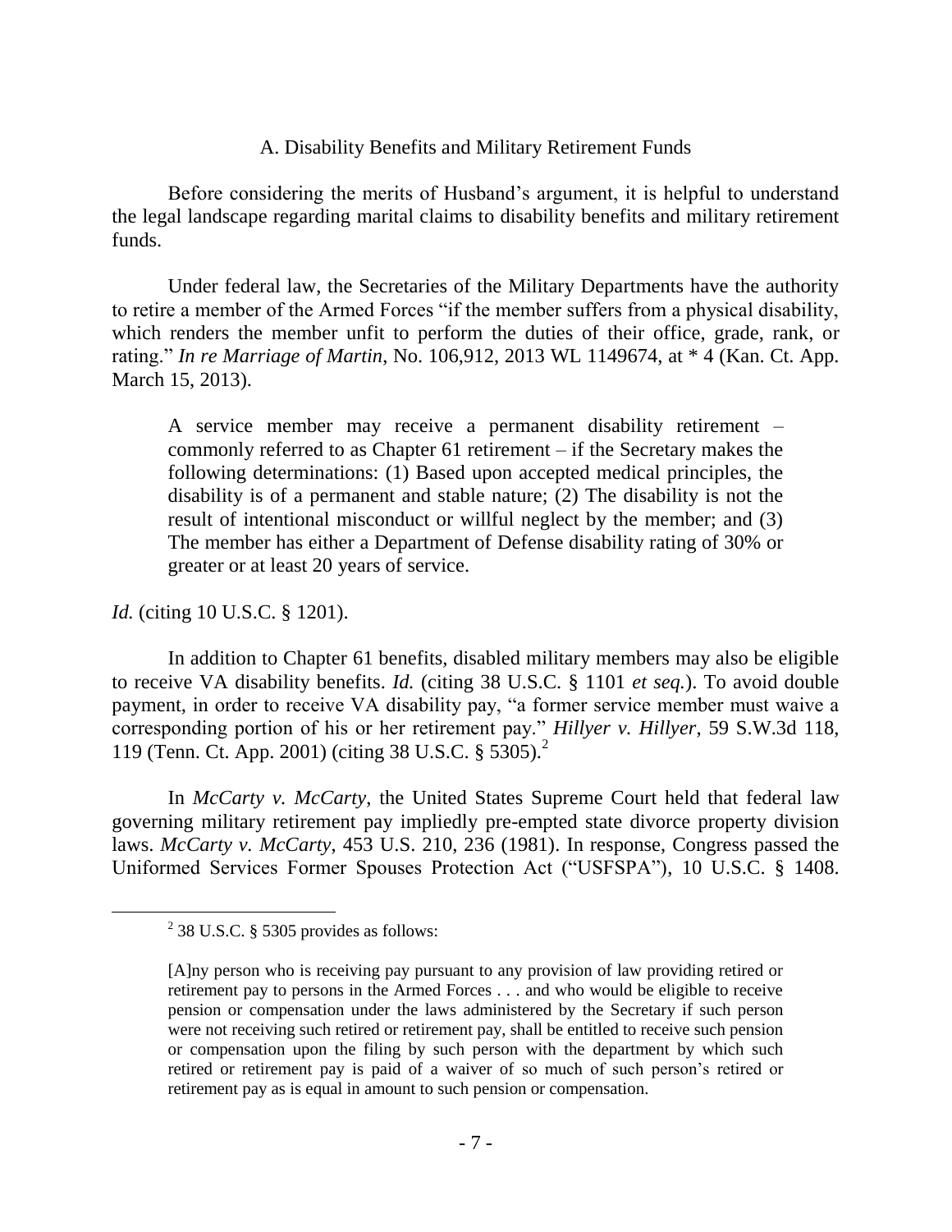A. Disability Benefits and Military Retirement Funds

Before considering the merits of Husband's argument, it is helpful to understand the legal landscape regarding marital claims to disability benefits and military retirement funds.

Under federal law, the Secretaries of the Military Departments have the authority to retire a member of the Armed Forces "if the member suffers from a physical disability, which renders the member unfit to perform the duties of their office, grade, rank, or rating." *In re Marriage of Martin*, No. 106,912, 2013 WL 1149674, at * 4 (Kan. Ct. App. March 15, 2013).

> A service member may receive a permanent disability retirement – commonly referred to as Chapter 61 retirement – if the Secretary makes the following determinations: (1) Based upon accepted medical principles, the disability is of a permanent and stable nature; (2) The disability is not the result of intentional misconduct or willful neglect by the member; and (3) The member has either a Department of Defense disability rating of 30% or greater or at least 20 years of service.

*Id.* (citing 10 U.S.C. § 1201).

In addition to Chapter 61 benefits, disabled military members may also be eligible to receive VA disability benefits. *Id.* (citing 38 U.S.C. § 1101 *et seq.*). To avoid double payment, in order to receive VA disability pay, "a former service member must waive a corresponding portion of his or her retirement pay." *Hillyer v. Hillyer*, 59 S.W.3d 118, 119 (Tenn. Ct. App. 2001) (citing 38 U.S.C. § 5305).[2]

In *McCarty v. McCarty*, the United States Supreme Court held that federal law governing military retirement pay impliedly pre-empted state divorce property division laws. *McCarty v. McCarty*, 453 U.S. 210, 236 (1981). In response, Congress passed the Uniformed Services Former Spouses Protection Act ("USFSPA"), 10 U.S.C. § 1408.

---

[2] 38 U.S.C. § 5305 provides as follows:

> [A]ny person who is receiving pay pursuant to any provision of law providing retired or retirement pay to persons in the Armed Forces . . . and who would be eligible to receive pension or compensation under the laws administered by the Secretary if such person were not receiving such retired or retirement pay, shall be entitled to receive such pension or compensation upon the filing by such person with the department by which such retired or retirement pay is paid of a waiver of so much of such person's retired or retirement pay as is equal in amount to such pension or compensation.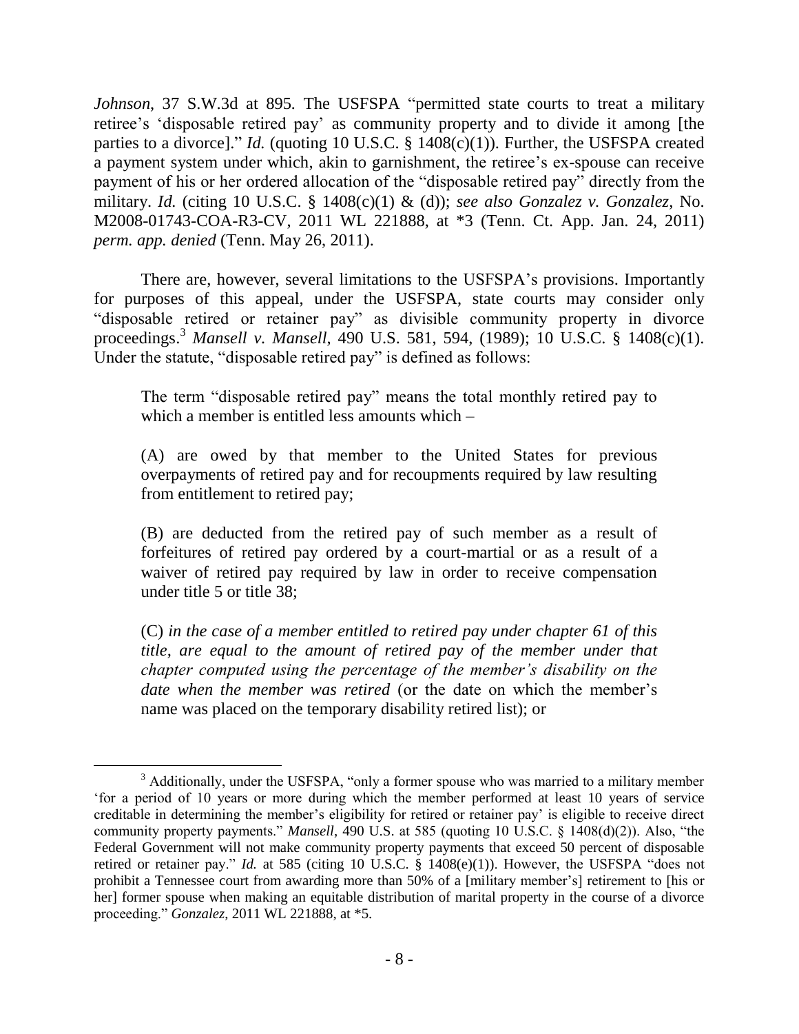*Johnson*, 37 S.W.3d at 895. The USFSPA "permitted state courts to treat a military retiree's 'disposable retired pay' as community property and to divide it among [the parties to a divorce]." *Id.* (quoting 10 U.S.C. § 1408(c)(1)). Further, the USFSPA created a payment system under which, akin to garnishment, the retiree's ex-spouse can receive payment of his or her ordered allocation of the "disposable retired pay" directly from the military. *Id.* (citing 10 U.S.C. § 1408(c)(1) & (d)); *see also Gonzalez v. Gonzalez*, No. M2008-01743-COA-R3-CV, 2011 WL 221888, at *3 (Tenn. Ct. App. Jan. 24, 2011) *perm. app. denied* (Tenn. May 26, 2011).

There are, however, several limitations to the USFSPA's provisions. Importantly for purposes of this appeal, under the USFSPA, state courts may consider only "disposable retired or retainer pay" as divisible community property in divorce proceedings.[3] *Mansell v. Mansell*, 490 U.S. 581, 594, (1989); 10 U.S.C. § 1408(c)(1). Under the statute, "disposable retired pay" is defined as follows:

> The term "disposable retired pay" means the total monthly retired pay to which a member is entitled less amounts which –
>
> (A) are owed by that member to the United States for previous overpayments of retired pay and for recoupments required by law resulting from entitlement to retired pay;
>
> (B) are deducted from the retired pay of such member as a result of forfeitures of retired pay ordered by a court-martial or as a result of a waiver of retired pay required by law in order to receive compensation under title 5 or title 38;
>
> (C) *in the case of a member entitled to retired pay under chapter 61 of this title, are equal to the amount of retired pay of the member under that chapter computed using the percentage of the member's disability on the date when the member was retired* (or the date on which the member's name was placed on the temporary disability retired list); or

---

[3] Additionally, under the USFSPA, "only a former spouse who was married to a military member 'for a period of 10 years or more during which the member performed at least 10 years of service creditable in determining the member's eligibility for retired or retainer pay' is eligible to receive direct community property payments." *Mansell*, 490 U.S. at 585 (quoting 10 U.S.C. § 1408(d)(2)). Also, "the Federal Government will not make community property payments that exceed 50 percent of disposable retired or retainer pay." *Id.* at 585 (citing 10 U.S.C. § 1408(e)(1)). However, the USFSPA "does not prohibit a Tennessee court from awarding more than 50% of a [military member's] retirement to [his or her] former spouse when making an equitable distribution of marital property in the course of a divorce proceeding." *Gonzalez*, 2011 WL 221888, at *5.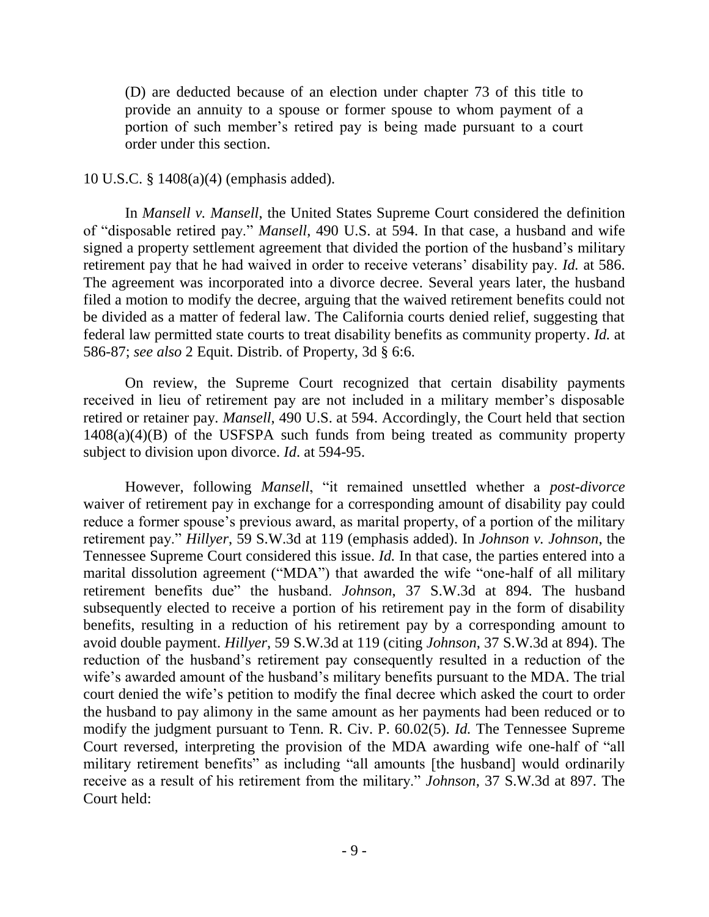(D) are deducted because of an election under chapter 73 of this title to provide an annuity to a spouse or former spouse to whom payment of a portion of such member's retired pay is being made pursuant to a court order under this section.

10 U.S.C. § 1408(a)(4) (emphasis added).

In *Mansell v. Mansell*, the United States Supreme Court considered the definition of "disposable retired pay." *Mansell*, 490 U.S. at 594. In that case, a husband and wife signed a property settlement agreement that divided the portion of the husband's military retirement pay that he had waived in order to receive veterans' disability pay. *Id.* at 586. The agreement was incorporated into a divorce decree. Several years later, the husband filed a motion to modify the decree, arguing that the waived retirement benefits could not be divided as a matter of federal law. The California courts denied relief, suggesting that federal law permitted state courts to treat disability benefits as community property. *Id.* at 586-87; *see also* 2 Equit. Distrib. of Property, 3d § 6:6.

On review, the Supreme Court recognized that certain disability payments received in lieu of retirement pay are not included in a military member's disposable retired or retainer pay. *Mansell*, 490 U.S. at 594. Accordingly, the Court held that section 1408(a)(4)(B) of the USFSPA such funds from being treated as community property subject to division upon divorce. *Id*. at 594-95.

However, following *Mansell*, "it remained unsettled whether a *post-divorce* waiver of retirement pay in exchange for a corresponding amount of disability pay could reduce a former spouse's previous award, as marital property, of a portion of the military retirement pay." *Hillyer*, 59 S.W.3d at 119 (emphasis added). In *Johnson v. Johnson*, the Tennessee Supreme Court considered this issue. *Id.* In that case, the parties entered into a marital dissolution agreement ("MDA") that awarded the wife "one-half of all military retirement benefits due" the husband. *Johnson*, 37 S.W.3d at 894. The husband subsequently elected to receive a portion of his retirement pay in the form of disability benefits, resulting in a reduction of his retirement pay by a corresponding amount to avoid double payment. *Hillyer*, 59 S.W.3d at 119 (citing *Johnson*, 37 S.W.3d at 894). The reduction of the husband's retirement pay consequently resulted in a reduction of the wife's awarded amount of the husband's military benefits pursuant to the MDA. The trial court denied the wife's petition to modify the final decree which asked the court to order the husband to pay alimony in the same amount as her payments had been reduced or to modify the judgment pursuant to Tenn. R. Civ. P. 60.02(5). *Id.* The Tennessee Supreme Court reversed, interpreting the provision of the MDA awarding wife one-half of "all military retirement benefits" as including "all amounts [the husband] would ordinarily receive as a result of his retirement from the military." *Johnson*, 37 S.W.3d at 897. The Court held: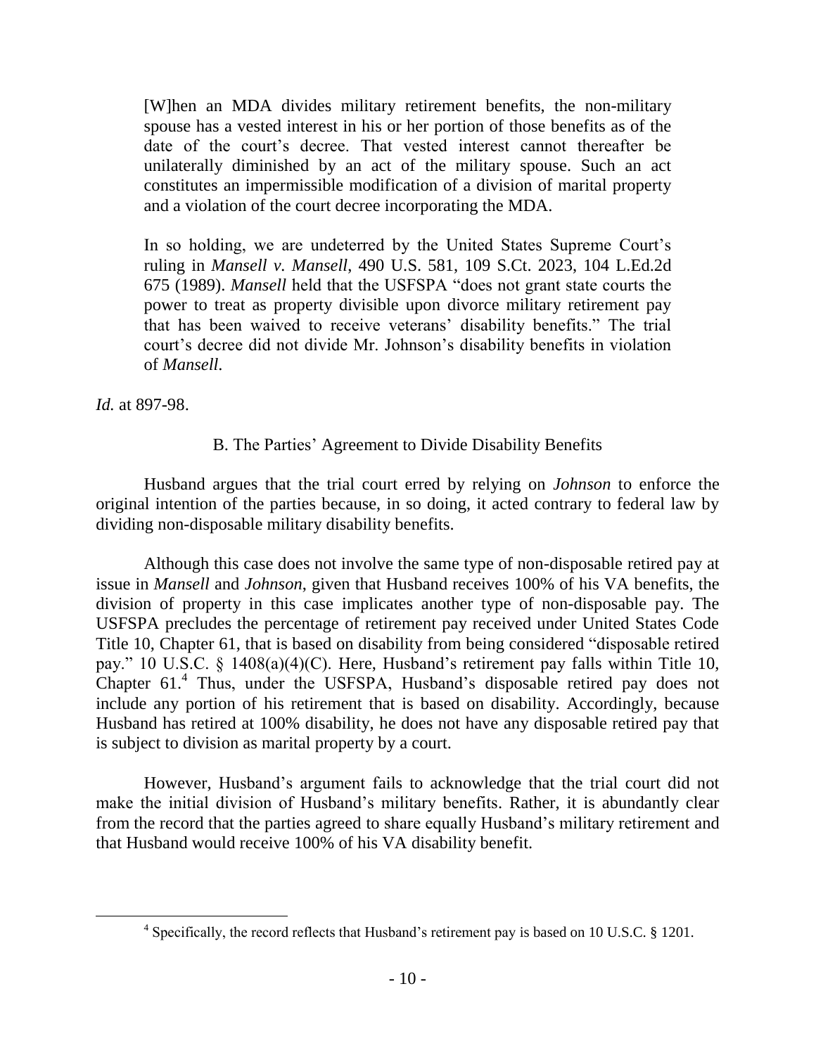> [W]hen an MDA divides military retirement benefits, the non-military spouse has a vested interest in his or her portion of those benefits as of the date of the court's decree. That vested interest cannot thereafter be unilaterally diminished by an act of the military spouse. Such an act constitutes an impermissible modification of a division of marital property and a violation of the court decree incorporating the MDA.
>
> In so holding, we are undeterred by the United States Supreme Court's ruling in *Mansell v. Mansell*, 490 U.S. 581, 109 S.Ct. 2023, 104 L.Ed.2d 675 (1989). *Mansell* held that the USFSPA "does not grant state courts the power to treat as property divisible upon divorce military retirement pay that has been waived to receive veterans' disability benefits." The trial court's decree did not divide Mr. Johnson's disability benefits in violation of *Mansell*.

*Id.* at 897-98.

B. The Parties' Agreement to Divide Disability Benefits

Husband argues that the trial court erred by relying on *Johnson* to enforce the original intention of the parties because, in so doing, it acted contrary to federal law by dividing non-disposable military disability benefits.

Although this case does not involve the same type of non-disposable retired pay at issue in *Mansell* and *Johnson*, given that Husband receives 100% of his VA benefits, the division of property in this case implicates another type of non-disposable pay. The USFSPA precludes the percentage of retirement pay received under United States Code Title 10, Chapter 61, that is based on disability from being considered "disposable retired pay." 10 U.S.C. § 1408(a)(4)(C). Here, Husband's retirement pay falls within Title 10, Chapter 61.[4] Thus, under the USFSPA, Husband's disposable retired pay does not include any portion of his retirement that is based on disability. Accordingly, because Husband has retired at 100% disability, he does not have any disposable retired pay that is subject to division as marital property by a court.

However, Husband's argument fails to acknowledge that the trial court did not make the initial division of Husband's military benefits. Rather, it is abundantly clear from the record that the parties agreed to share equally Husband's military retirement and that Husband would receive 100% of his VA disability benefit.

---

[4] Specifically, the record reflects that Husband's retirement pay is based on 10 U.S.C. § 1201.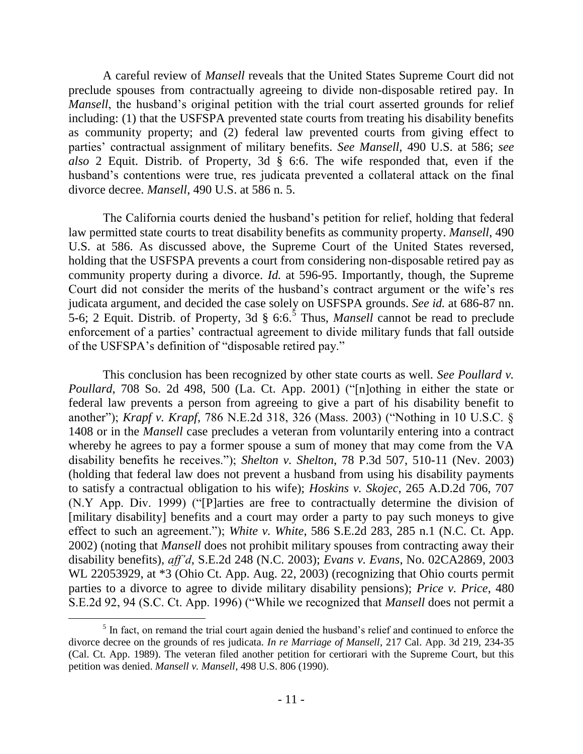A careful review of *Mansell* reveals that the United States Supreme Court did not preclude spouses from contractually agreeing to divide non-disposable retired pay. In *Mansell*, the husband's original petition with the trial court asserted grounds for relief including: (1) that the USFSPA prevented state courts from treating his disability benefits as community property; and (2) federal law prevented courts from giving effect to parties' contractual assignment of military benefits. *See Mansell*, 490 U.S. at 586; *see also* 2 Equit. Distrib. of Property, 3d § 6:6. The wife responded that, even if the husband's contentions were true, res judicata prevented a collateral attack on the final divorce decree. *Mansell*, 490 U.S. at 586 n. 5.

The California courts denied the husband's petition for relief, holding that federal law permitted state courts to treat disability benefits as community property. *Mansell*, 490 U.S. at 586. As discussed above, the Supreme Court of the United States reversed, holding that the USFSPA prevents a court from considering non-disposable retired pay as community property during a divorce. *Id.* at 596-95. Importantly, though, the Supreme Court did not consider the merits of the husband's contract argument or the wife's res judicata argument, and decided the case solely on USFSPA grounds. *See id.* at 686-87 nn. 5-6; 2 Equit. Distrib. of Property, 3d § 6:6.[5] Thus, *Mansell* cannot be read to preclude enforcement of a parties' contractual agreement to divide military funds that fall outside of the USFSPA's definition of "disposable retired pay."

This conclusion has been recognized by other state courts as well. *See Poullard v. Poullard*, 708 So. 2d 498, 500 (La. Ct. App. 2001) ("[n]othing in either the state or federal law prevents a person from agreeing to give a part of his disability benefit to another"); *Krapf v. Krapf*, 786 N.E.2d 318, 326 (Mass. 2003) ("Nothing in 10 U.S.C. § 1408 or in the *Mansell* case precludes a veteran from voluntarily entering into a contract whereby he agrees to pay a former spouse a sum of money that may come from the VA disability benefits he receives."); *Shelton v. Shelton*, 78 P.3d 507, 510-11 (Nev. 2003) (holding that federal law does not prevent a husband from using his disability payments to satisfy a contractual obligation to his wife); *Hoskins v. Skojec*, 265 A.D.2d 706, 707 (N.Y App. Div. 1999) ("[P]arties are free to contractually determine the division of [military disability] benefits and a court may order a party to pay such moneys to give effect to such an agreement."); *White v. White*, 586 S.E.2d 283, 285 n.1 (N.C. Ct. App. 2002) (noting that *Mansell* does not prohibit military spouses from contracting away their disability benefits), *aff'd*, S.E.2d 248 (N.C. 2003); *Evans v. Evans*, No. 02CA2869, 2003 WL 22053929, at *3 (Ohio Ct. App. Aug. 22, 2003) (recognizing that Ohio courts permit parties to a divorce to agree to divide military disability pensions); *Price v. Price*, 480 S.E.2d 92, 94 (S.C. Ct. App. 1996) ("While we recognized that *Mansell* does not permit a

---

[5] In fact, on remand the trial court again denied the husband's relief and continued to enforce the divorce decree on the grounds of res judicata. *In re Marriage of Mansell*, 217 Cal. App. 3d 219, 234-35 (Cal. Ct. App. 1989). The veteran filed another petition for certiorari with the Supreme Court, but this petition was denied. *Mansell v. Mansell*, 498 U.S. 806 (1990).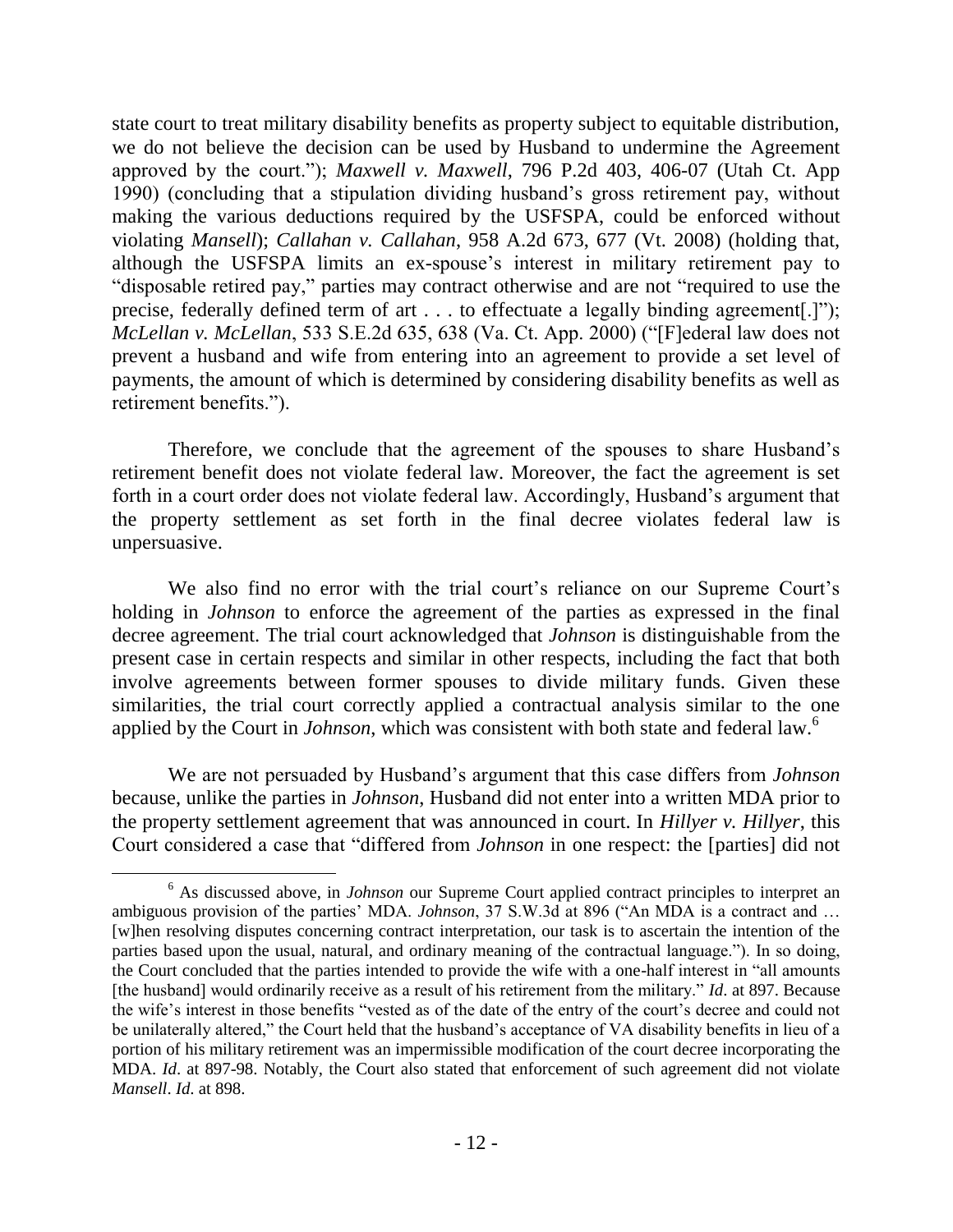state court to treat military disability benefits as property subject to equitable distribution, we do not believe the decision can be used by Husband to undermine the Agreement approved by the court."); *Maxwell v. Maxwell*, 796 P.2d 403, 406-07 (Utah Ct. App 1990) (concluding that a stipulation dividing husband's gross retirement pay, without making the various deductions required by the USFSPA, could be enforced without violating *Mansell*); *Callahan v. Callahan*, 958 A.2d 673, 677 (Vt. 2008) (holding that, although the USFSPA limits an ex-spouse's interest in military retirement pay to "disposable retired pay," parties may contract otherwise and are not "required to use the precise, federally defined term of art . . . to effectuate a legally binding agreement[.]"); *McLellan v. McLellan*, 533 S.E.2d 635, 638 (Va. Ct. App. 2000) ("[F]ederal law does not prevent a husband and wife from entering into an agreement to provide a set level of payments, the amount of which is determined by considering disability benefits as well as retirement benefits.").

Therefore, we conclude that the agreement of the spouses to share Husband's retirement benefit does not violate federal law. Moreover, the fact the agreement is set forth in a court order does not violate federal law. Accordingly, Husband's argument that the property settlement as set forth in the final decree violates federal law is unpersuasive.

We also find no error with the trial court's reliance on our Supreme Court's holding in *Johnson* to enforce the agreement of the parties as expressed in the final decree agreement. The trial court acknowledged that *Johnson* is distinguishable from the present case in certain respects and similar in other respects, including the fact that both involve agreements between former spouses to divide military funds. Given these similarities, the trial court correctly applied a contractual analysis similar to the one applied by the Court in *Johnson*, which was consistent with both state and federal law.[6]

We are not persuaded by Husband's argument that this case differs from *Johnson* because, unlike the parties in *Johnson*, Husband did not enter into a written MDA prior to the property settlement agreement that was announced in court. In *Hillyer v. Hillyer*, this Court considered a case that "differed from *Johnson* in one respect: the [parties] did not

---

[6] As discussed above, in *Johnson* our Supreme Court applied contract principles to interpret an ambiguous provision of the parties' MDA. *Johnson*, 37 S.W.3d at 896 ("An MDA is a contract and … [w]hen resolving disputes concerning contract interpretation, our task is to ascertain the intention of the parties based upon the usual, natural, and ordinary meaning of the contractual language."). In so doing, the Court concluded that the parties intended to provide the wife with a one-half interest in "all amounts [the husband] would ordinarily receive as a result of his retirement from the military." *Id*. at 897. Because the wife's interest in those benefits "vested as of the date of the entry of the court's decree and could not be unilaterally altered," the Court held that the husband's acceptance of VA disability benefits in lieu of a portion of his military retirement was an impermissible modification of the court decree incorporating the MDA. *Id*. at 897-98. Notably, the Court also stated that enforcement of such agreement did not violate *Mansell*. *Id*. at 898.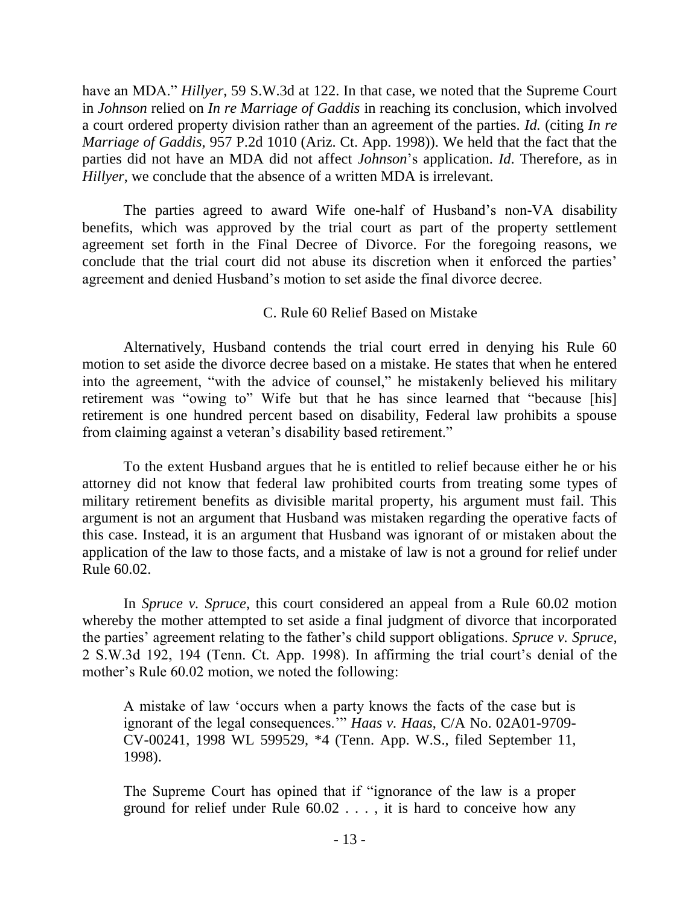have an MDA." *Hillyer*, 59 S.W.3d at 122. In that case, we noted that the Supreme Court in *Johnson* relied on *In re Marriage of Gaddis* in reaching its conclusion, which involved a court ordered property division rather than an agreement of the parties. *Id.* (citing *In re Marriage of Gaddis*, 957 P.2d 1010 (Ariz. Ct. App. 1998)). We held that the fact that the parties did not have an MDA did not affect *Johnson*'s application. *Id*. Therefore, as in *Hillyer*, we conclude that the absence of a written MDA is irrelevant.

The parties agreed to award Wife one-half of Husband's non-VA disability benefits, which was approved by the trial court as part of the property settlement agreement set forth in the Final Decree of Divorce. For the foregoing reasons, we conclude that the trial court did not abuse its discretion when it enforced the parties' agreement and denied Husband's motion to set aside the final divorce decree.

### C. Rule 60 Relief Based on Mistake

Alternatively, Husband contends the trial court erred in denying his Rule 60 motion to set aside the divorce decree based on a mistake. He states that when he entered into the agreement, "with the advice of counsel," he mistakenly believed his military retirement was "owing to" Wife but that he has since learned that "because [his] retirement is one hundred percent based on disability, Federal law prohibits a spouse from claiming against a veteran's disability based retirement."

To the extent Husband argues that he is entitled to relief because either he or his attorney did not know that federal law prohibited courts from treating some types of military retirement benefits as divisible marital property, his argument must fail. This argument is not an argument that Husband was mistaken regarding the operative facts of this case. Instead, it is an argument that Husband was ignorant of or mistaken about the application of the law to those facts, and a mistake of law is not a ground for relief under Rule 60.02.

In *Spruce v. Spruce*, this court considered an appeal from a Rule 60.02 motion whereby the mother attempted to set aside a final judgment of divorce that incorporated the parties' agreement relating to the father's child support obligations. *Spruce v. Spruce*, 2 S.W.3d 192, 194 (Tenn. Ct. App. 1998). In affirming the trial court's denial of the mother's Rule 60.02 motion, we noted the following:

> A mistake of law 'occurs when a party knows the facts of the case but is ignorant of the legal consequences.'" *Haas v. Haas*, C/A No. 02A01-9709-CV-00241, 1998 WL 599529, *4 (Tenn. App. W.S., filed September 11, 1998).
>
> The Supreme Court has opined that if "ignorance of the law is a proper ground for relief under Rule 60.02 . . . , it is hard to conceive how any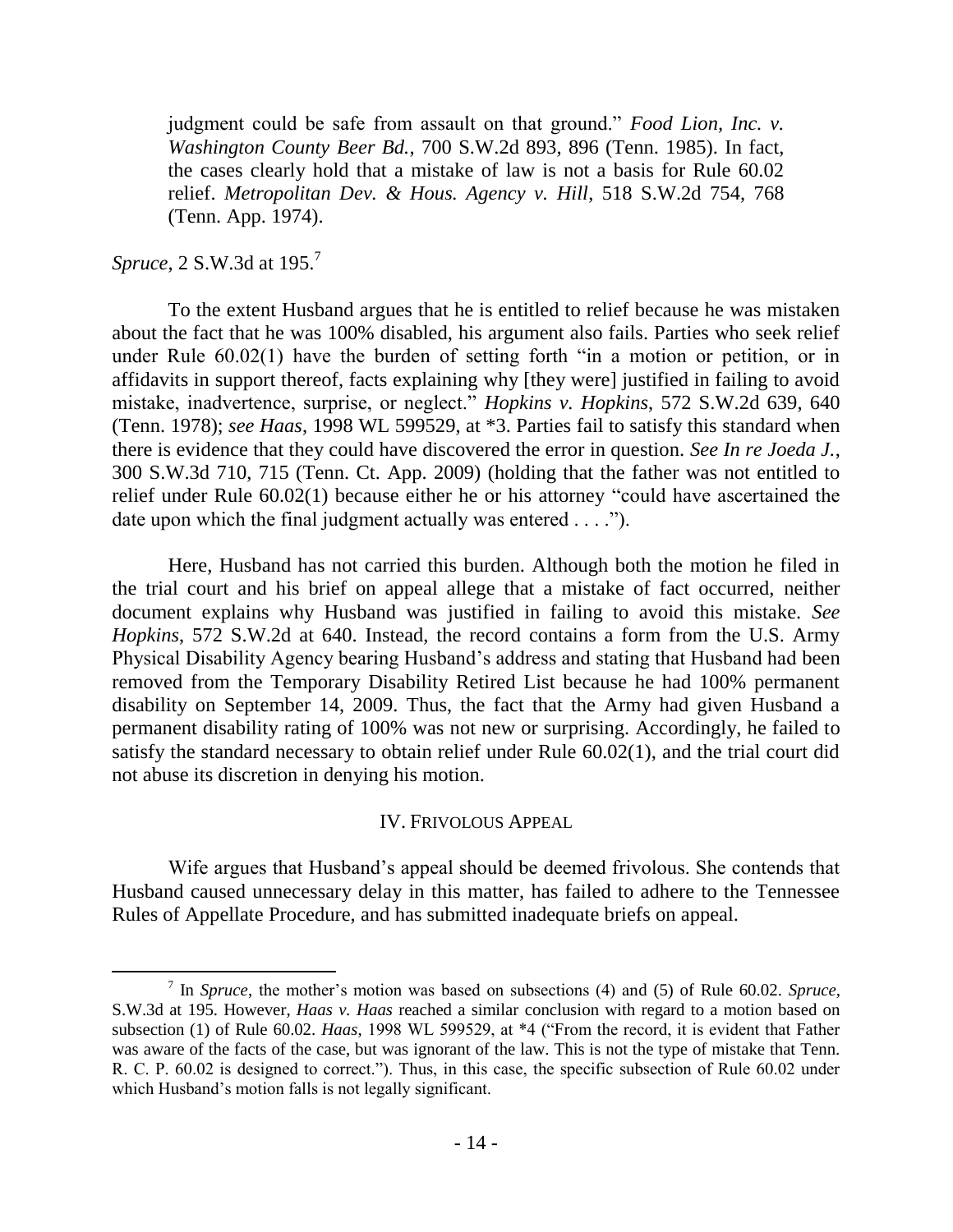> judgment could be safe from assault on that ground." *Food Lion, Inc. v. Washington County Beer Bd.*, 700 S.W.2d 893, 896 (Tenn. 1985). In fact, the cases clearly hold that a mistake of law is not a basis for Rule 60.02 relief. *Metropolitan Dev. & Hous. Agency v. Hill*, 518 S.W.2d 754, 768 (Tenn. App. 1974).

*Spruce*, 2 S.W.3d at 195.[7]

To the extent Husband argues that he is entitled to relief because he was mistaken about the fact that he was 100% disabled, his argument also fails. Parties who seek relief under Rule 60.02(1) have the burden of setting forth "in a motion or petition, or in affidavits in support thereof, facts explaining why [they were] justified in failing to avoid mistake, inadvertence, surprise, or neglect." *Hopkins v. Hopkins*, 572 S.W.2d 639, 640 (Tenn. 1978); *see Haas*, 1998 WL 599529, at *3. Parties fail to satisfy this standard when there is evidence that they could have discovered the error in question. *See In re Joeda J.*, 300 S.W.3d 710, 715 (Tenn. Ct. App. 2009) (holding that the father was not entitled to relief under Rule 60.02(1) because either he or his attorney "could have ascertained the date upon which the final judgment actually was entered . . . .").

Here, Husband has not carried this burden. Although both the motion he filed in the trial court and his brief on appeal allege that a mistake of fact occurred, neither document explains why Husband was justified in failing to avoid this mistake. *See Hopkins*, 572 S.W.2d at 640. Instead, the record contains a form from the U.S. Army Physical Disability Agency bearing Husband's address and stating that Husband had been removed from the Temporary Disability Retired List because he had 100% permanent disability on September 14, 2009. Thus, the fact that the Army had given Husband a permanent disability rating of 100% was not new or surprising. Accordingly, he failed to satisfy the standard necessary to obtain relief under Rule 60.02(1), and the trial court did not abuse its discretion in denying his motion.

## IV. FRIVOLOUS APPEAL

Wife argues that Husband's appeal should be deemed frivolous. She contends that Husband caused unnecessary delay in this matter, has failed to adhere to the Tennessee Rules of Appellate Procedure, and has submitted inadequate briefs on appeal.

---

[7] In *Spruce*, the mother's motion was based on subsections (4) and (5) of Rule 60.02. *Spruce*, S.W.3d at 195. However, *Haas v. Haas* reached a similar conclusion with regard to a motion based on subsection (1) of Rule 60.02. *Haas*, 1998 WL 599529, at *4 ("From the record, it is evident that Father was aware of the facts of the case, but was ignorant of the law. This is not the type of mistake that Tenn. R. C. P. 60.02 is designed to correct."). Thus, in this case, the specific subsection of Rule 60.02 under which Husband's motion falls is not legally significant.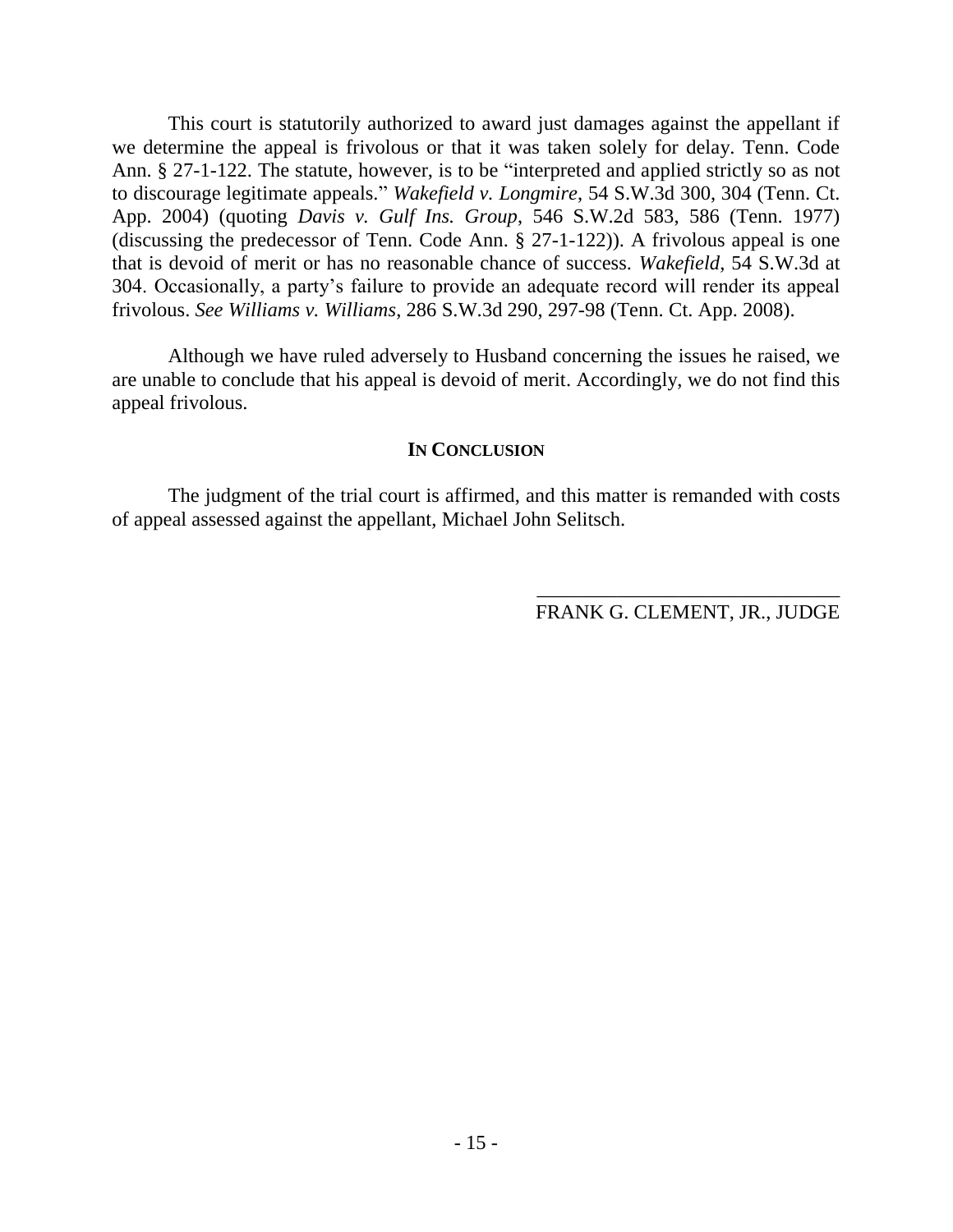This court is statutorily authorized to award just damages against the appellant if we determine the appeal is frivolous or that it was taken solely for delay. Tenn. Code Ann. § 27-1-122. The statute, however, is to be "interpreted and applied strictly so as not to discourage legitimate appeals." *Wakefield v. Longmire*, 54 S.W.3d 300, 304 (Tenn. Ct. App. 2004) (quoting *Davis v. Gulf Ins. Group*, 546 S.W.2d 583, 586 (Tenn. 1977) (discussing the predecessor of Tenn. Code Ann. § 27-1-122)). A frivolous appeal is one that is devoid of merit or has no reasonable chance of success. *Wakefield*, 54 S.W.3d at 304. Occasionally, a party's failure to provide an adequate record will render its appeal frivolous. *See Williams v. Williams*, 286 S.W.3d 290, 297-98 (Tenn. Ct. App. 2008).

Although we have ruled adversely to Husband concerning the issues he raised, we are unable to conclude that his appeal is devoid of merit. Accordingly, we do not find this appeal frivolous.

## IN CONCLUSION

The judgment of the trial court is affirmed, and this matter is remanded with costs of appeal assessed against the appellant, Michael John Selitsch.

\_\_\_\_\_\_\_\_\_\_\_\_\_\_\_\_\_\_\_\_\_\_\_\_\_\_\_\_\_\_

FRANK G. CLEMENT, JR., JUDGE